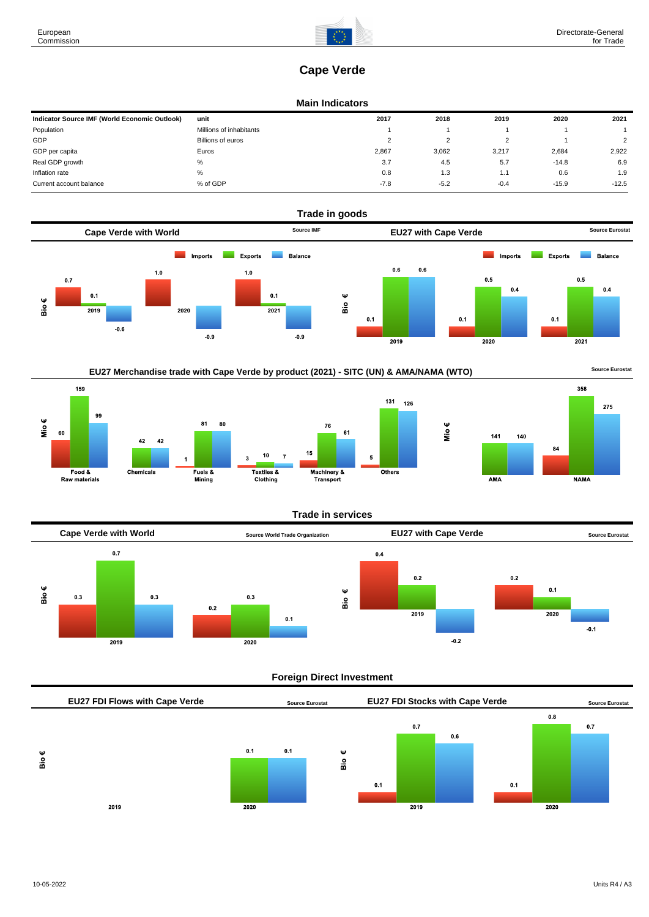# Cape Verde

## Main Indicators

| Indicator Source IMF (World Economic Outlook) | unit | 2017 | 2018 | 2019 | 2020 | 2021 |
|---|---|---|---|---|---|---|
| Population | Millions of inhabitants | 1 | 1 | 1 | 1 | 1 |
| GDP | Billions of euros | 2 | 2 | 2 | 1 | 2 |
| GDP per capita | Euros | 2,867 | 3,062 | 3,217 | 2,684 | 2,922 |
| Real GDP growth | % | 3.7 | 4.5 | 5.7 | -14.8 | 6.9 |
| Inflation rate | % | 0.8 | 1.3 | 1.1 | 0.6 | 1.9 |
| Current account balance | % of GDP | -7.8 | -5.2 | -0.4 | -15.9 | -12.5 |

## Trade in goods

### Cape Verde with World

Source IMF

Bio €

| | Imports | Exports | Balance |
|---|---|---|---|
| 2019 | 0.7 | 0.1 | -0.6 |
| 2020 | 1.0 | | -0.9 |
| 2021 | 1.0 | 0.1 | -0.9 |

### EU27 with Cape Verde

Source Eurostat

Bio €

| | Imports | Exports | Balance |
|---|---|---|---|
| 2019 | 0.1 | 0.6 | 0.6 |
| 2020 | 0.1 | 0.5 | 0.4 |
| 2021 | 0.1 | 0.5 | 0.4 |

### EU27 Merchandise trade with Cape Verde by product (2021) - SITC (UN) & AMA/NAMA (WTO)

Source Eurostat

Mio €

| | Imports | Exports | Balance |
|---|---|---|---|
| Food & Raw materials | 60 | 159 | 99 |
| Chemicals | | 42 | 42 |
| Fuels & Mining | 1 | 81 | 80 |
| Textiles & Clothing | 3 | 10 | 7 |
| Machinery & Transport | 15 | 76 | 61 |
| Others | 5 | 131 | 126 |

Mio €

| | Imports | Exports | Balance |
|---|---|---|---|
| AMA | | 141 | 140 |
| NAMA | 84 | 358 | 275 |

## Trade in services

### Cape Verde with World

Source World Trade Organization

Bio €

| | Imports | Exports | Balance |
|---|---|---|---|
| 2019 | 0.3 | 0.7 | 0.3 |
| 2020 | 0.2 | 0.3 | 0.1 |

### EU27 with Cape Verde

Source Eurostat

Bio €

| | Imports | Exports | Balance |
|---|---|---|---|
| 2019 | 0.4 | 0.2 | -0.2 |
| 2020 | 0.2 | 0.1 | -0.1 |

## Foreign Direct Investment

### EU27 FDI Flows with Cape Verde

Source Eurostat

Bio €

| | Inward | Outward | Balance |
|---|---|---|---|
| 2019 | | | |
| 2020 | | 0.1 | 0.1 |

### EU27 FDI Stocks with Cape Verde

Source Eurostat

Bio €

| | Inward | Outward | Balance |
|---|---|---|---|
| 2019 | 0.1 | 0.7 | 0.6 |
| 2020 | 0.1 | 0.8 | 0.7 |

10-05-2022

Units R4 / A3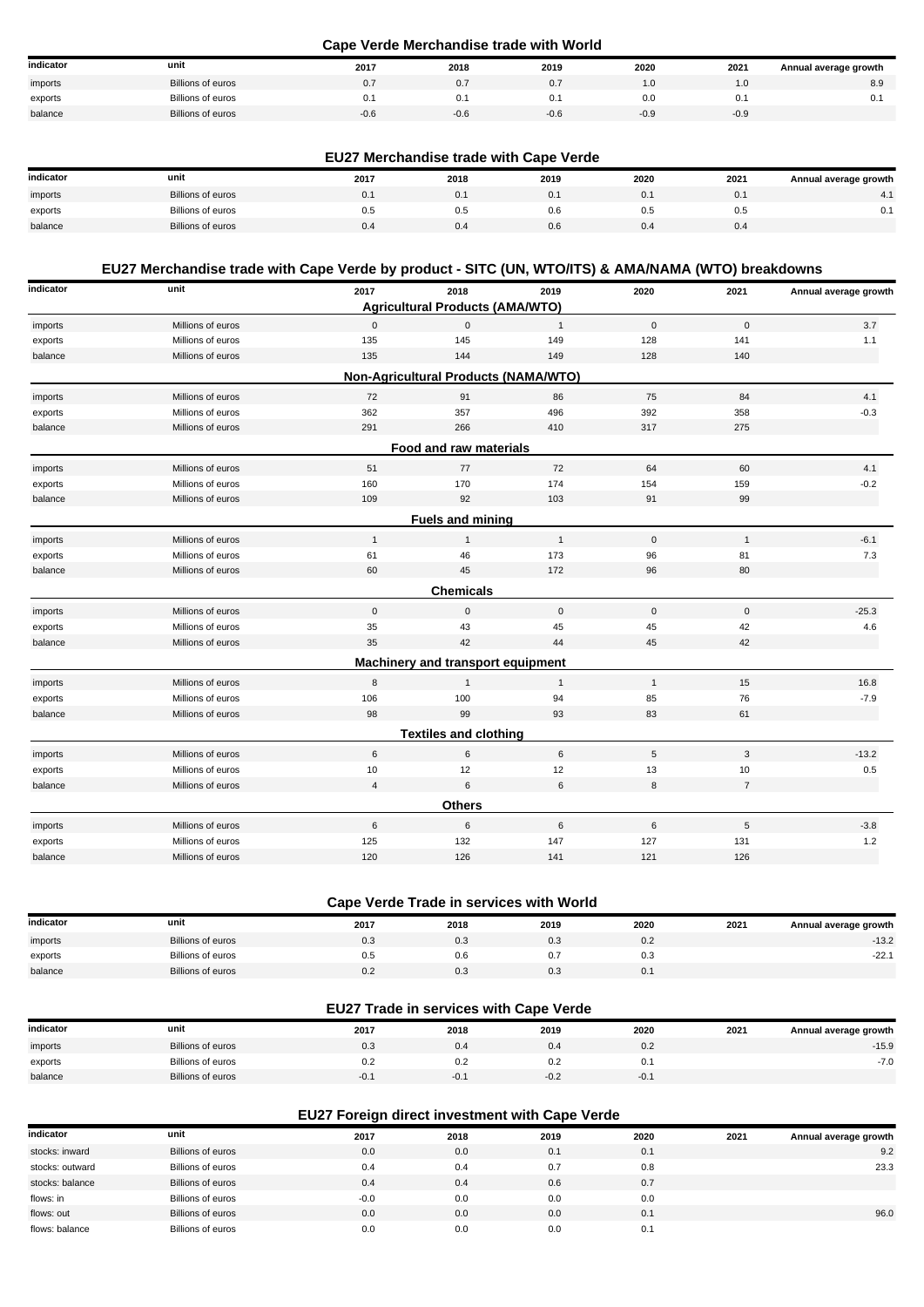### Cape Verde Merchandise trade with World

| indicator | unit | 2017 | 2018 | 2019 | 2020 | 2021 | Annual average growth |
|---|---|---|---|---|---|---|---|
| imports | Billions of euros | 0.7 | 0.7 | 0.7 | 1.0 | 1.0 | 8.9 |
| exports | Billions of euros | 0.1 | 0.1 | 0.1 | 0.0 | 0.1 | 0.1 |
| balance | Billions of euros | -0.6 | -0.6 | -0.6 | -0.9 | -0.9 | |

### EU27 Merchandise trade with Cape Verde

| indicator | unit | 2017 | 2018 | 2019 | 2020 | 2021 | Annual average growth |
|---|---|---|---|---|---|---|---|
| imports | Billions of euros | 0.1 | 0.1 | 0.1 | 0.1 | 0.1 | 4.1 |
| exports | Billions of euros | 0.5 | 0.5 | 0.6 | 0.5 | 0.5 | 0.1 |
| balance | Billions of euros | 0.4 | 0.4 | 0.6 | 0.4 | 0.4 | |

### EU27 Merchandise trade with Cape Verde by product - SITC (UN, WTO/ITS) & AMA/NAMA (WTO) breakdowns

| indicator | unit | 2017 | 2018 | 2019 | 2020 | 2021 | Annual average growth |
|---|---|---|---|---|---|---|---|
| **Agricultural Products (AMA/WTO)** | | | | | | | |
| imports | Millions of euros | 0 | 0 | 1 | 0 | 0 | 3.7 |
| exports | Millions of euros | 135 | 145 | 149 | 128 | 141 | 1.1 |
| balance | Millions of euros | 135 | 144 | 149 | 128 | 140 | |
| **Non-Agricultural Products (NAMA/WTO)** | | | | | | | |
| imports | Millions of euros | 72 | 91 | 86 | 75 | 84 | 4.1 |
| exports | Millions of euros | 362 | 357 | 496 | 392 | 358 | -0.3 |
| balance | Millions of euros | 291 | 266 | 410 | 317 | 275 | |
| **Food and raw materials** | | | | | | | |
| imports | Millions of euros | 51 | 77 | 72 | 64 | 60 | 4.1 |
| exports | Millions of euros | 160 | 170 | 174 | 154 | 159 | -0.2 |
| balance | Millions of euros | 109 | 92 | 103 | 91 | 99 | |
| **Fuels and mining** | | | | | | | |
| imports | Millions of euros | 1 | 1 | 1 | 0 | 1 | -6.1 |
| exports | Millions of euros | 61 | 46 | 173 | 96 | 81 | 7.3 |
| balance | Millions of euros | 60 | 45 | 172 | 96 | 80 | |
| **Chemicals** | | | | | | | |
| imports | Millions of euros | 0 | 0 | 0 | 0 | 0 | -25.3 |
| exports | Millions of euros | 35 | 43 | 45 | 45 | 42 | 4.6 |
| balance | Millions of euros | 35 | 42 | 44 | 45 | 42 | |
| **Machinery and transport equipment** | | | | | | | |
| imports | Millions of euros | 8 | 1 | 1 | 1 | 15 | 16.8 |
| exports | Millions of euros | 106 | 100 | 94 | 85 | 76 | -7.9 |
| balance | Millions of euros | 98 | 99 | 93 | 83 | 61 | |
| **Textiles and clothing** | | | | | | | |
| imports | Millions of euros | 6 | 6 | 6 | 5 | 3 | -13.2 |
| exports | Millions of euros | 10 | 12 | 12 | 13 | 10 | 0.5 |
| balance | Millions of euros | 4 | 6 | 6 | 8 | 7 | |
| **Others** | | | | | | | |
| imports | Millions of euros | 6 | 6 | 6 | 6 | 5 | -3.8 |
| exports | Millions of euros | 125 | 132 | 147 | 127 | 131 | 1.2 |
| balance | Millions of euros | 120 | 126 | 141 | 121 | 126 | |

### Cape Verde Trade in services with World

| indicator | unit | 2017 | 2018 | 2019 | 2020 | 2021 | Annual average growth |
|---|---|---|---|---|---|---|---|
| imports | Billions of euros | 0.3 | 0.3 | 0.3 | 0.2 | | -13.2 |
| exports | Billions of euros | 0.5 | 0.6 | 0.7 | 0.3 | | -22.1 |
| balance | Billions of euros | 0.2 | 0.3 | 0.3 | 0.1 | | |

### EU27 Trade in services with Cape Verde

| indicator | unit | 2017 | 2018 | 2019 | 2020 | 2021 | Annual average growth |
|---|---|---|---|---|---|---|---|
| imports | Billions of euros | 0.3 | 0.4 | 0.4 | 0.2 | | -15.9 |
| exports | Billions of euros | 0.2 | 0.2 | 0.2 | 0.1 | | -7.0 |
| balance | Billions of euros | -0.1 | -0.1 | -0.2 | -0.1 | | |

### EU27 Foreign direct investment with Cape Verde

| indicator | unit | 2017 | 2018 | 2019 | 2020 | 2021 | Annual average growth |
|---|---|---|---|---|---|---|---|
| stocks: inward | Billions of euros | 0.0 | 0.0 | 0.1 | 0.1 | | 9.2 |
| stocks: outward | Billions of euros | 0.4 | 0.4 | 0.7 | 0.8 | | 23.3 |
| stocks: balance | Billions of euros | 0.4 | 0.4 | 0.6 | 0.7 | | |
| flows: in | Billions of euros | -0.0 | 0.0 | 0.0 | 0.0 | | |
| flows: out | Billions of euros | 0.0 | 0.0 | 0.0 | 0.1 | | 96.0 |
| flows: balance | Billions of euros | 0.0 | 0.0 | 0.0 | 0.1 | | |